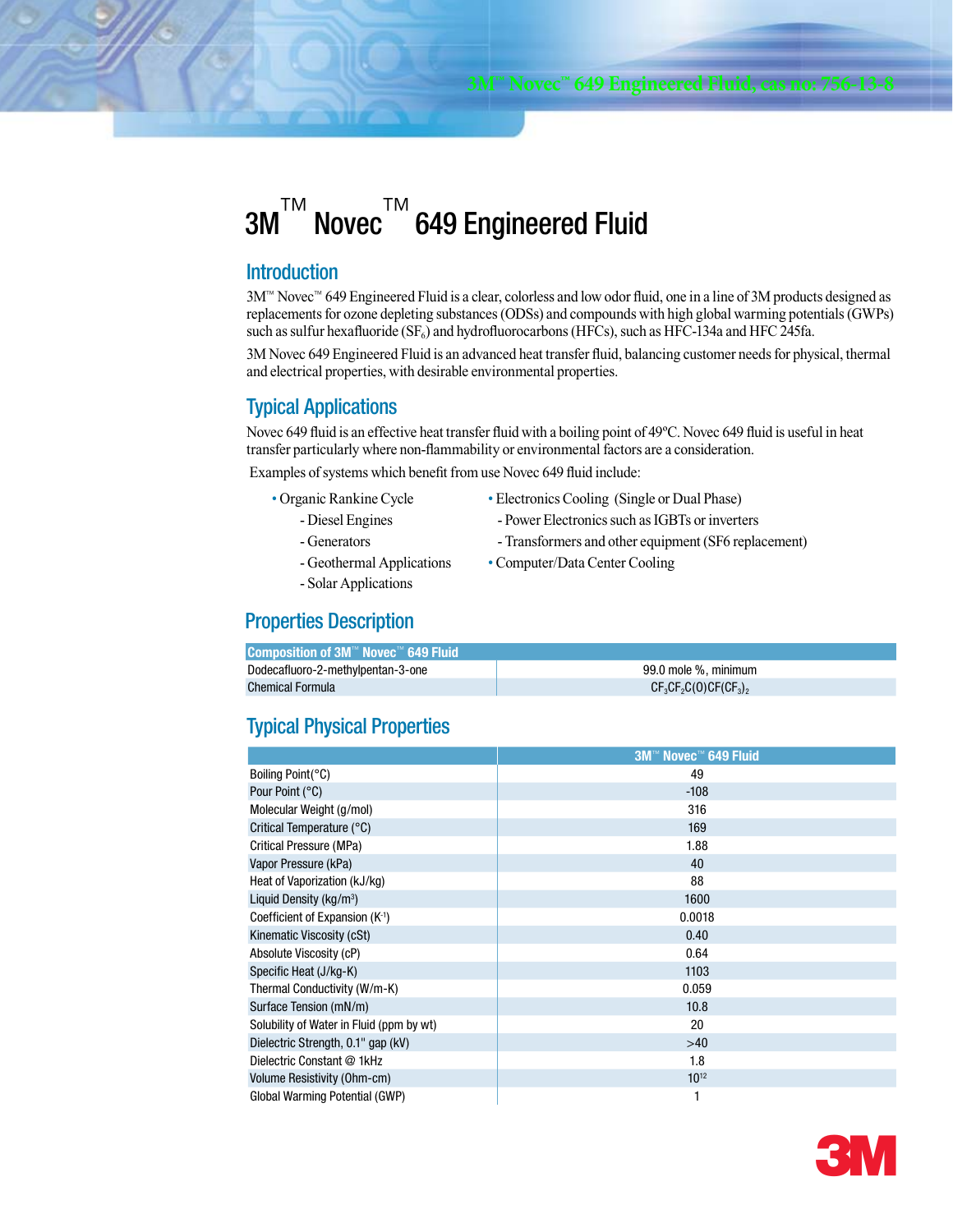3M™ Novec™ 649 Engineered Fluid, cas no: 756-13-8

# 3M™ Novec™ 649 Engineered Fluid

## Introduction

3M™ Novec™ 649 Engineered Fluid is a clear, colorless and low odor fluid, one in a line of 3M products designed as replacements for ozone depleting substances (ODSs) and compounds with high global warming potentials (GWPs) such as sulfur hexafluoride ($SF_6$) and hydrofluorocarbons (HFCs), such as HFC-134a and HFC 245fa.

3M Novec 649 Engineered Fluid is an advanced heat transfer fluid, balancing customer needs for physical, thermal and electrical properties, with desirable environmental properties.

## Typical Applications

Novec 649 fluid is an effective heat transfer fluid with a boiling point of 49ºC. Novec 649 fluid is useful in heat transfer particularly where non-flammability or environmental factors are a consideration.

Examples of systems which benefit from use Novec 649 fluid include:

- Organic Rankine Cycle
  - Diesel Engines
  - Generators
  - Geothermal Applications
  - Solar Applications
- Electronics Cooling (Single or Dual Phase)
  - Power Electronics such as IGBTs or inverters
  - Transformers and other equipment (SF6 replacement)
- Computer/Data Center Cooling

## Properties Description

| Composition of 3M™ Novec™ 649 Fluid | |
|---|---|
| Dodecafluoro-2-methylpentan-3-one | 99.0 mole %, minimum |
| Chemical Formula | $CF_3CF_2C(O)CF(CF_3)_2$ |

## Typical Physical Properties

| | 3M™ Novec™ 649 Fluid |
|---|---|
| Boiling Point(°C) | 49 |
| Pour Point (°C) | -108 |
| Molecular Weight (g/mol) | 316 |
| Critical Temperature (°C) | 169 |
| Critical Pressure (MPa) | 1.88 |
| Vapor Pressure (kPa) | 40 |
| Heat of Vaporization (kJ/kg) | 88 |
| Liquid Density (kg/m$^3$) | 1600 |
| Coefficient of Expansion (K$^{-1}$) | 0.0018 |
| Kinematic Viscosity (cSt) | 0.40 |
| Absolute Viscosity (cP) | 0.64 |
| Specific Heat (J/kg-K) | 1103 |
| Thermal Conductivity (W/m-K) | 0.059 |
| Surface Tension (mN/m) | 10.8 |
| Solubility of Water in Fluid (ppm by wt) | 20 |
| Dielectric Strength, 0.1" gap (kV) | >40 |
| Dielectric Constant @ 1kHz | 1.8 |
| Volume Resistivity (Ohm-cm) | $10^{12}$ |
| Global Warming Potential (GWP) | 1 |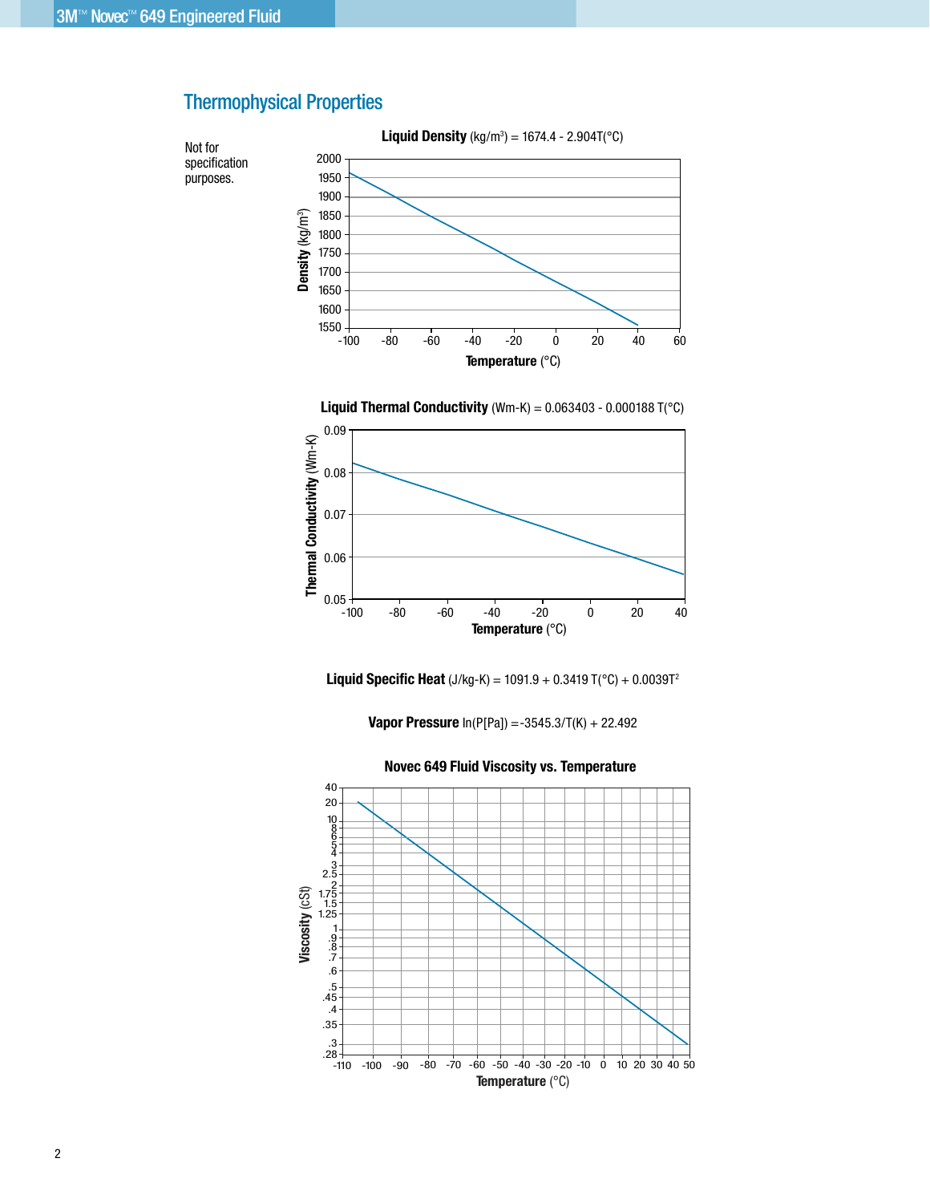## Thermophysical Properties

Not for specification purposes.

**Liquid Density** (kg/m³) = 1674.4 - 2.904T(°C)

**Liquid Thermal Conductivity** (Wm-K) = 0.063403 - 0.000188 T(°C)

**Liquid Specific Heat** (J/kg-K) = $1091.9 + 0.3419\ T(°C) + 0.0039T^2$

**Vapor Pressure** ln(P[Pa]) = -3545.3/T(K) + 22.492

**Novec 649 Fluid Viscosity vs. Temperature**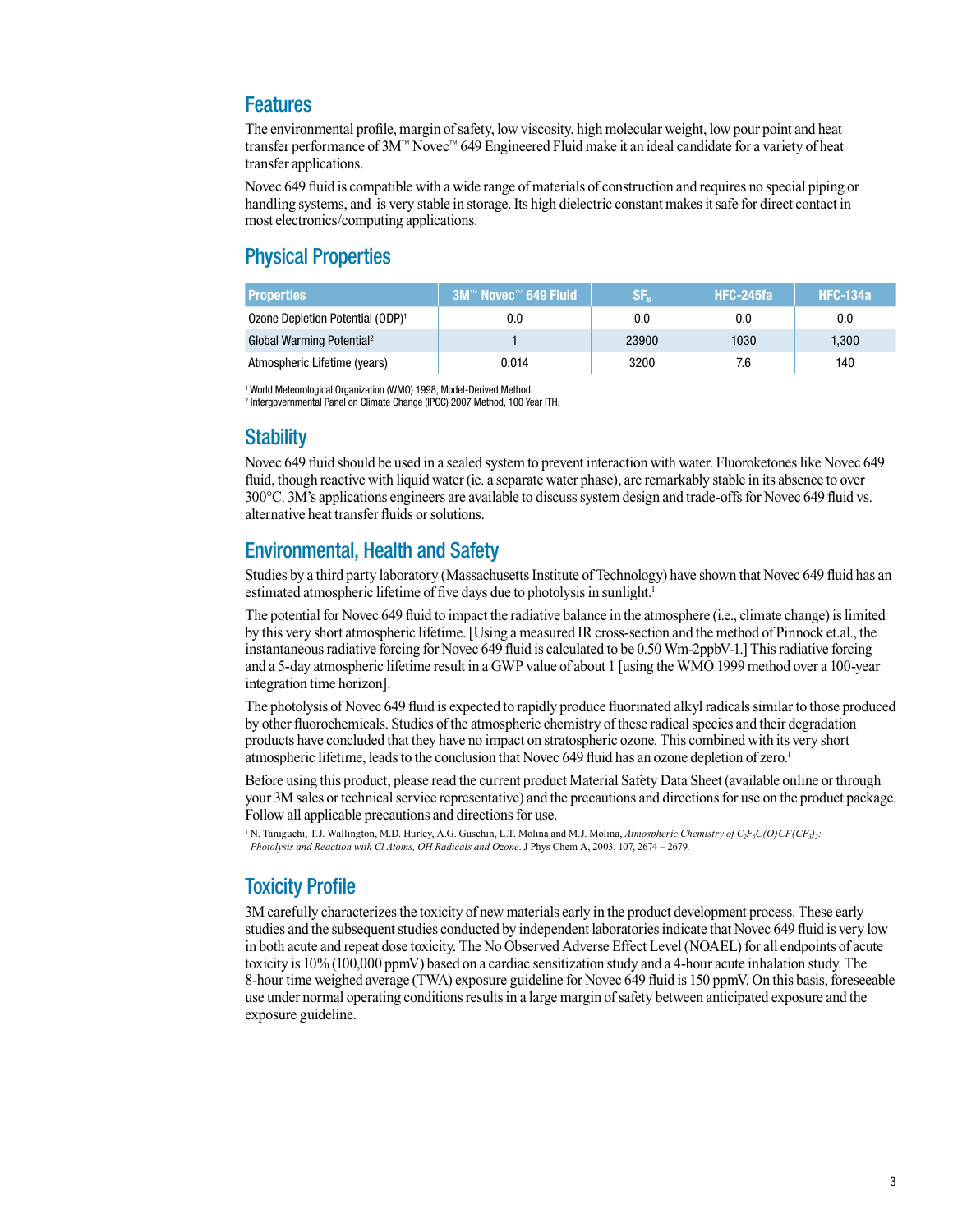## Features

The environmental profile, margin of safety, low viscosity, high molecular weight, low pour point and heat transfer performance of 3M™ Novec™ 649 Engineered Fluid make it an ideal candidate for a variety of heat transfer applications.

Novec 649 fluid is compatible with a wide range of materials of construction and requires no special piping or handling systems, and is very stable in storage. Its high dielectric constant makes it safe for direct contact in most electronics/computing applications.

## Physical Properties

| Properties | 3M™ Novec™ 649 Fluid | $SF_6$ | HFC-245fa | HFC-134a |
|---|---|---|---|---|
| Ozone Depletion Potential (ODP)[1] | 0.0 | 0.0 | 0.0 | 0.0 |
| Global Warming Potential[2] | 1 | 23900 | 1030 | 1,300 |
| Atmospheric Lifetime (years) | 0.014 | 3200 | 7.6 | 140 |

[1] World Meteorological Organization (WMO) 1998, Model-Derived Method.
[2] Intergovernmental Panel on Climate Change (IPCC) 2007 Method, 100 Year ITH.

## Stability

Novec 649 fluid should be used in a sealed system to prevent interaction with water. Fluoroketones like Novec 649 fluid, though reactive with liquid water (ie. a separate water phase), are remarkably stable in its absence to over 300°C. 3M's applications engineers are available to discuss system design and trade-offs for Novec 649 fluid vs. alternative heat transfer fluids or solutions.

## Environmental, Health and Safety

Studies by a third party laboratory (Massachusetts Institute of Technology) have shown that Novec 649 fluid has an estimated atmospheric lifetime of five days due to photolysis in sunlight.[1]

The potential for Novec 649 fluid to impact the radiative balance in the atmosphere (i.e., climate change) is limited by this very short atmospheric lifetime. [Using a measured IR cross-section and the method of Pinnock et.al., the instantaneous radiative forcing for Novec 649 fluid is calculated to be 0.50 Wm-2ppbV-1.] This radiative forcing and a 5-day atmospheric lifetime result in a GWP value of about 1 [using the WMO 1999 method over a 100-year integration time horizon].

The photolysis of Novec 649 fluid is expected to rapidly produce fluorinated alkyl radicals similar to those produced by other fluorochemicals. Studies of the atmospheric chemistry of these radical species and their degradation products have concluded that they have no impact on stratospheric ozone. This combined with its very short atmospheric lifetime, leads to the conclusion that Novec 649 fluid has an ozone depletion of zero.[1]

Before using this product, please read the current product Material Safety Data Sheet (available online or through your 3M sales or technical service representative) and the precautions and directions for use on the product package. Follow all applicable precautions and directions for use.

[1] N. Taniguchi, T.J. Wallington, M.D. Hurley, A.G. Guschin, L.T. Molina and M.J. Molina, *Atmospheric Chemistry of $C_2F_5C(O)CF(CF_3)_2$: Photolysis and Reaction with Cl Atoms, OH Radicals and Ozone*. J Phys Chem A, 2003, 107, 2674 – 2679.

## Toxicity Profile

3M carefully characterizes the toxicity of new materials early in the product development process. These early studies and the subsequent studies conducted by independent laboratories indicate that Novec 649 fluid is very low in both acute and repeat dose toxicity. The No Observed Adverse Effect Level (NOAEL) for all endpoints of acute toxicity is 10% (100,000 ppmV) based on a cardiac sensitization study and a 4-hour acute inhalation study. The 8-hour time weighed average (TWA) exposure guideline for Novec 649 fluid is 150 ppmV. On this basis, foreseeable use under normal operating conditions results in a large margin of safety between anticipated exposure and the exposure guideline.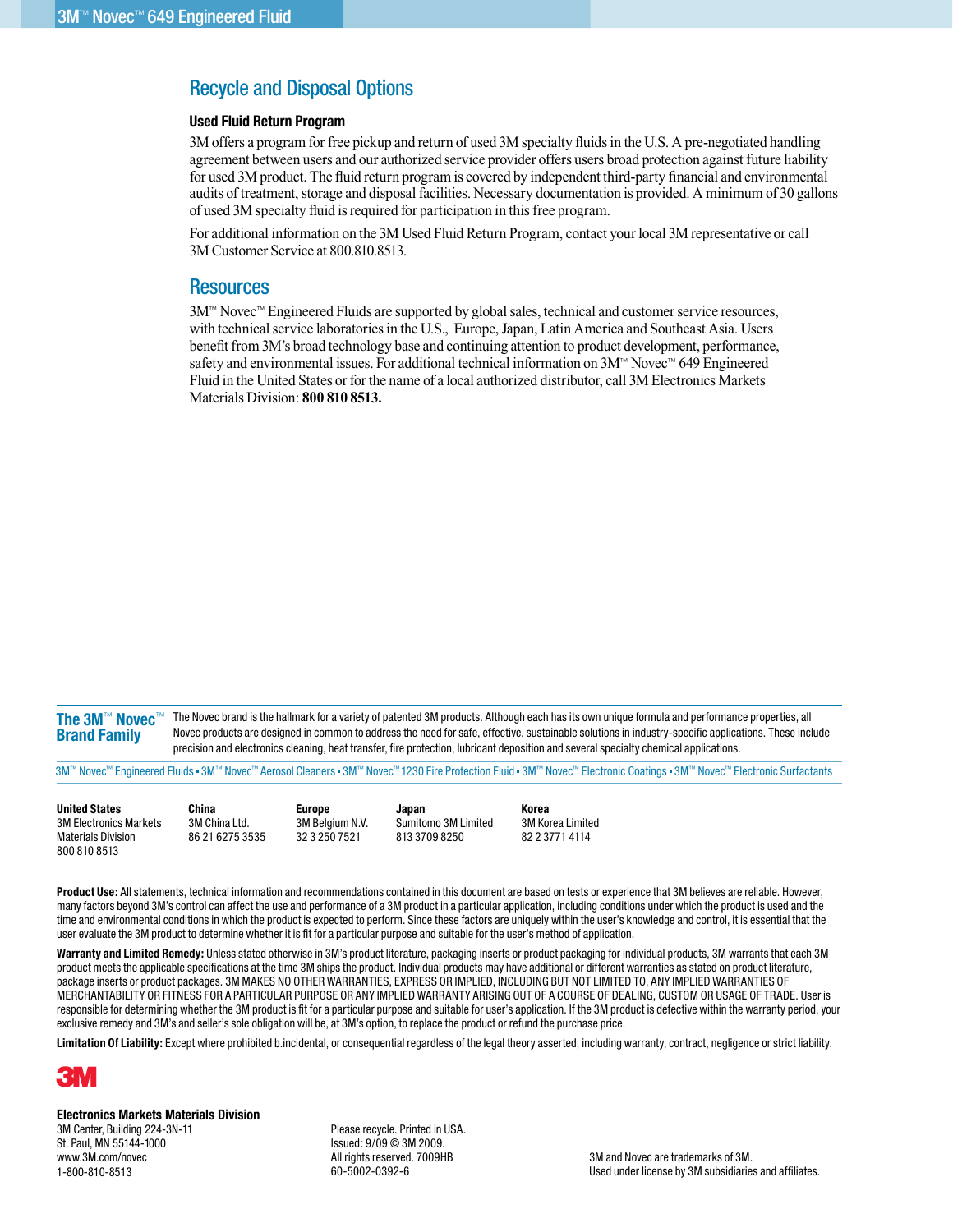## Recycle and Disposal Options

### Used Fluid Return Program

3M offers a program for free pickup and return of used 3M specialty fluids in the U.S. A pre-negotiated handling agreement between users and our authorized service provider offers users broad protection against future liability for used 3M product. The fluid return program is covered by independent third-party financial and environmental audits of treatment, storage and disposal facilities. Necessary documentation is provided. A minimum of 30 gallons of used 3M specialty fluid is required for participation in this free program.

For additional information on the 3M Used Fluid Return Program, contact your local 3M representative or call 3M Customer Service at 800.810.8513.

## Resources

3M™ Novec™ Engineered Fluids are supported by global sales, technical and customer service resources, with technical service laboratories in the U.S., Europe, Japan, Latin America and Southeast Asia. Users benefit from 3M's broad technology base and continuing attention to product development, performance, safety and environmental issues. For additional technical information on 3M™ Novec™ 649 Engineered Fluid in the United States or for the name of a local authorized distributor, call 3M Electronics Markets Materials Division: **800 810 8513.**

**The 3M™ Novec™ Brand Family**

The Novec brand is the hallmark for a variety of patented 3M products. Although each has its own unique formula and performance properties, all Novec products are designed in common to address the need for safe, effective, sustainable solutions in industry-specific applications. These include precision and electronics cleaning, heat transfer, fire protection, lubricant deposition and several specialty chemical applications.

3M™ Novec™ Engineered Fluids • 3M™ Novec™ Aerosol Cleaners • 3M™ Novec™ 1230 Fire Protection Fluid • 3M™ Novec™ Electronic Coatings • 3M™ Novec™ Electronic Surfactants

| United States | China | Europe | Japan | Korea |
|---|---|---|---|---|
| 3M Electronics Markets Materials Division | 3M China Ltd. | 3M Belgium N.V. | Sumitomo 3M Limited | 3M Korea Limited |
| 800 810 8513 | 86 21 6275 3535 | 32 3 250 7521 | 813 3709 8250 | 82 2 3771 4114 |

**Product Use:** All statements, technical information and recommendations contained in this document are based on tests or experience that 3M believes are reliable. However, many factors beyond 3M's control can affect the use and performance of a 3M product in a particular application, including conditions under which the product is used and the time and environmental conditions in which the product is expected to perform. Since these factors are uniquely within the user's knowledge and control, it is essential that the user evaluate the 3M product to determine whether it is fit for a particular purpose and suitable for the user's method of application.

**Warranty and Limited Remedy:** Unless stated otherwise in 3M's product literature, packaging inserts or product packaging for individual products, 3M warrants that each 3M product meets the applicable specifications at the time 3M ships the product. Individual products may have additional or different warranties as stated on product literature, package inserts or product packages. 3M MAKES NO OTHER WARRANTIES, EXPRESS OR IMPLIED, INCLUDING BUT NOT LIMITED TO, ANY IMPLIED WARRANTIES OF MERCHANTABILITY OR FITNESS FOR A PARTICULAR PURPOSE OR ANY IMPLIED WARRANTY ARISING OUT OF A COURSE OF DEALING, CUSTOM OR USAGE OF TRADE. User is responsible for determining whether the 3M product is fit for a particular purpose and suitable for user's application. If the 3M product is defective within the warranty period, your exclusive remedy and 3M's and seller's sole obligation will be, at 3M's option, to replace the product or refund the purchase price.

**Limitation Of Liability:** Except where prohibited b.incidental, or consequential regardless of the legal theory asserted, including warranty, contract, negligence or strict liability.

3M

**Electronics Markets Materials Division**
3M Center, Building 224-3N-11
St. Paul, MN 55144-1000
www.3M.com/novec
1-800-810-8513

Please recycle. Printed in USA.
Issued: 9/09 © 3M 2009.
All rights reserved. 7009HB
60-5002-0392-6

3M and Novec are trademarks of 3M.
Used under license by 3M subsidiaries and affiliates.